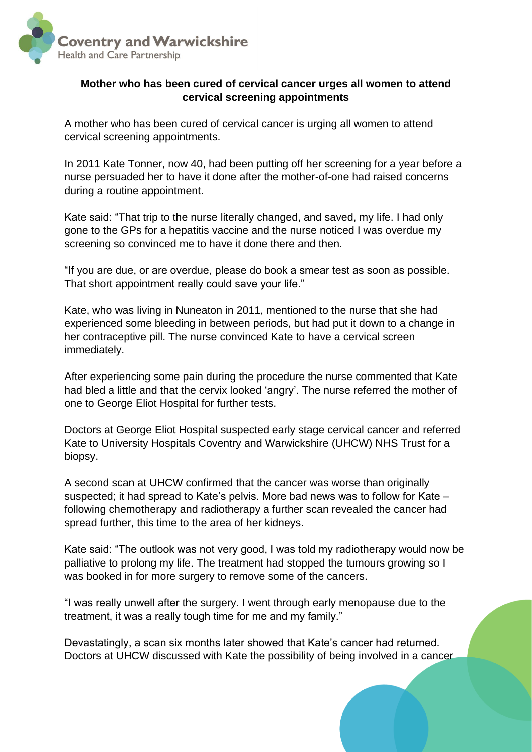**Mother who has been cured of cervical cancer urges all women to attend cervical screening appointments**

A mother who has been cured of cervical cancer is urging all women to attend cervical screening appointments.

In 2011 Kate Tonner, now 40, had been putting off her screening for a year before a nurse persuaded her to have it done after the mother-of-one had raised concerns during a routine appointment.

Kate said: "That trip to the nurse literally changed, and saved, my life. I had only gone to the GPs for a hepatitis vaccine and the nurse noticed I was overdue my screening so convinced me to have it done there and then.

"If you are due, or are overdue, please do book a smear test as soon as possible. That short appointment really could save your life."

Kate, who was living in Nuneaton in 2011, mentioned to the nurse that she had experienced some bleeding in between periods, but had put it down to a change in her contraceptive pill. The nurse convinced Kate to have a cervical screen immediately.

After experiencing some pain during the procedure the nurse commented that Kate had bled a little and that the cervix looked 'angry'. The nurse referred the mother of one to George Eliot Hospital for further tests.

Doctors at George Eliot Hospital suspected early stage cervical cancer and referred Kate to University Hospitals Coventry and Warwickshire (UHCW) NHS Trust for a biopsy.

A second scan at UHCW confirmed that the cancer was worse than originally suspected; it had spread to Kate's pelvis. More bad news was to follow for Kate – following chemotherapy and radiotherapy a further scan revealed the cancer had spread further, this time to the area of her kidneys.

Kate said: "The outlook was not very good, I was told my radiotherapy would now be palliative to prolong my life. The treatment had stopped the tumours growing so I was booked in for more surgery to remove some of the cancers.

"I was really unwell after the surgery. I went through early menopause due to the treatment, it was a really tough time for me and my family."

Devastatingly, a scan six months later showed that Kate's cancer had returned. Doctors at UHCW discussed with Kate the possibility of being involved in a cancer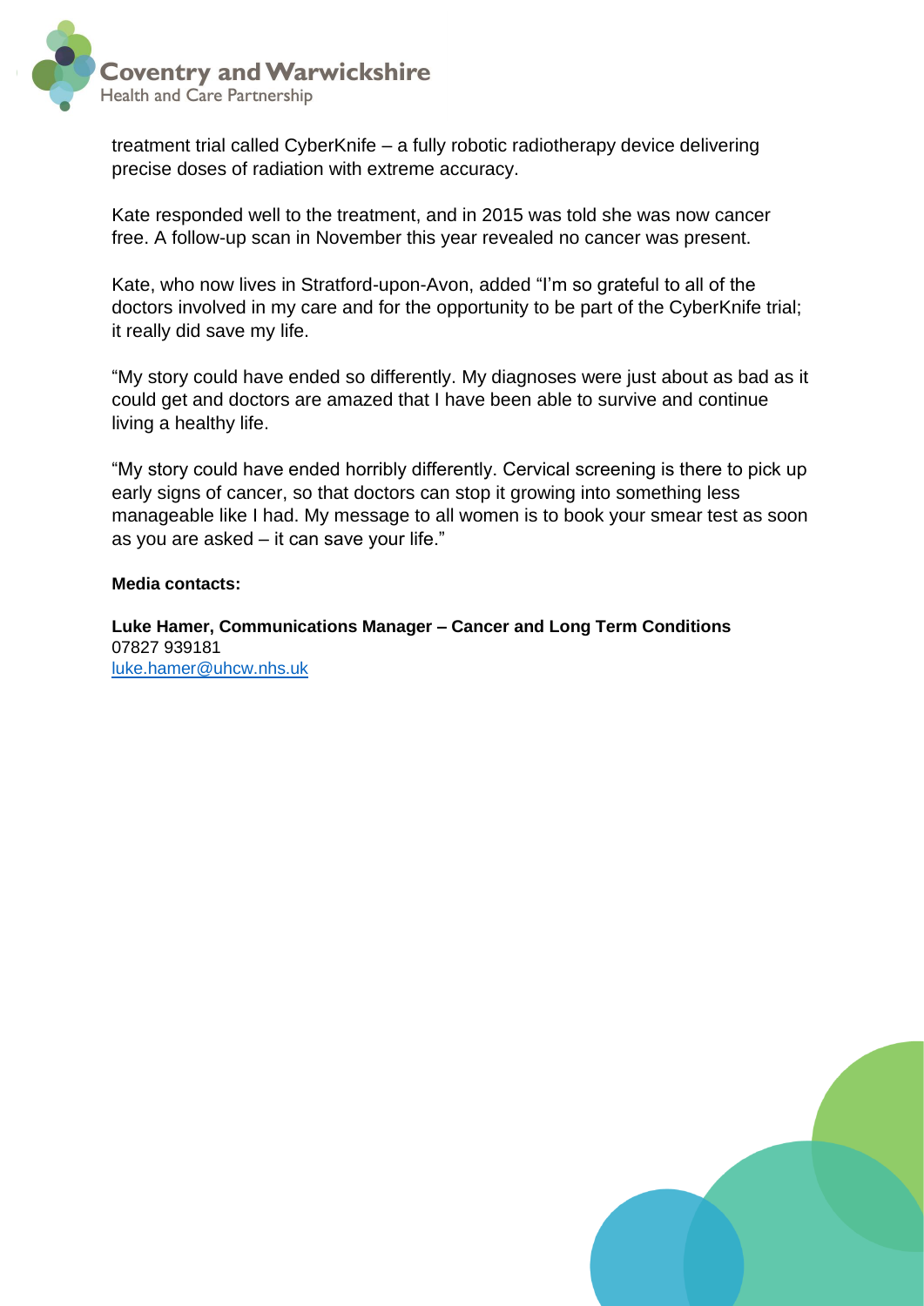treatment trial called CyberKnife – a fully robotic radiotherapy device delivering precise doses of radiation with extreme accuracy.

Kate responded well to the treatment, and in 2015 was told she was now cancer free. A follow-up scan in November this year revealed no cancer was present.

Kate, who now lives in Stratford-upon-Avon, added "I'm so grateful to all of the doctors involved in my care and for the opportunity to be part of the CyberKnife trial; it really did save my life.

"My story could have ended so differently. My diagnoses were just about as bad as it could get and doctors are amazed that I have been able to survive and continue living a healthy life.

"My story could have ended horribly differently. Cervical screening is there to pick up early signs of cancer, so that doctors can stop it growing into something less manageable like I had. My message to all women is to book your smear test as soon as you are asked – it can save your life."

**Media contacts:**

**Luke Hamer, Communications Manager – Cancer and Long Term Conditions**
07827 939181
luke.hamer@uhcw.nhs.uk